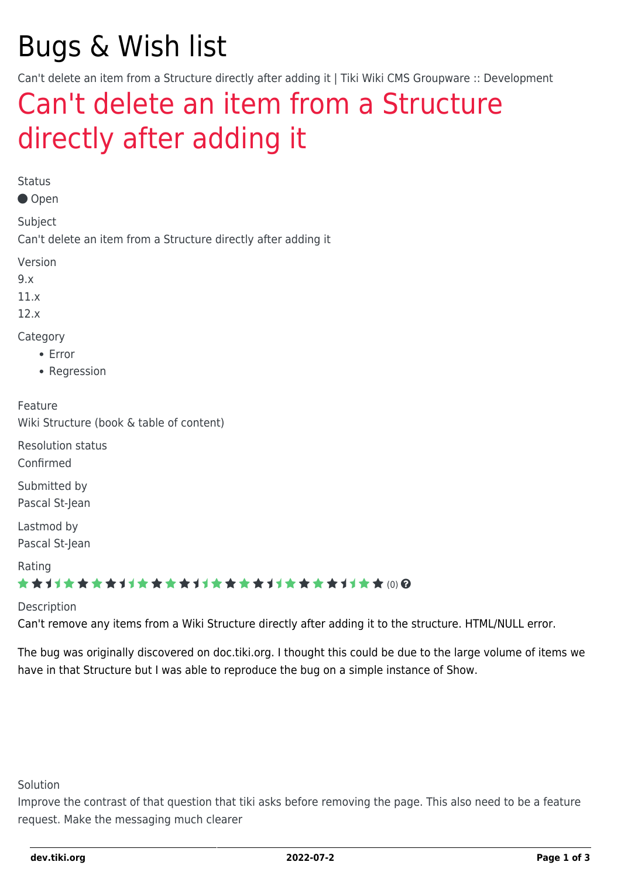# Bugs & Wish list

Can't delete an item from a Structure directly after adding it | Tiki Wiki CMS Groupware :: Development

## Can't delete an item from a Structure directly after adding it

Status

● Open

Subject

Can't delete an item from a Structure directly after adding it

Version

9.x

11.x

12.x

Category

- Error
- Regression

Feature

Wiki Structure (book & table of content)

Resolution status

Confirmed

Submitted by

Pascal St-Jean

Lastmod by

Pascal St-Jean

Rating

(0)

Description

Can't remove any items from a Wiki Structure directly after adding it to the structure. HTML/NULL error.

The bug was originally discovered on doc.tiki.org. I thought this could be due to the large volume of items we have in that Structure but I was able to reproduce the bug on a simple instance of Show.

Solution

Improve the contrast of that question that tiki asks before removing the page. This also need to be a feature request. Make the messaging much clearer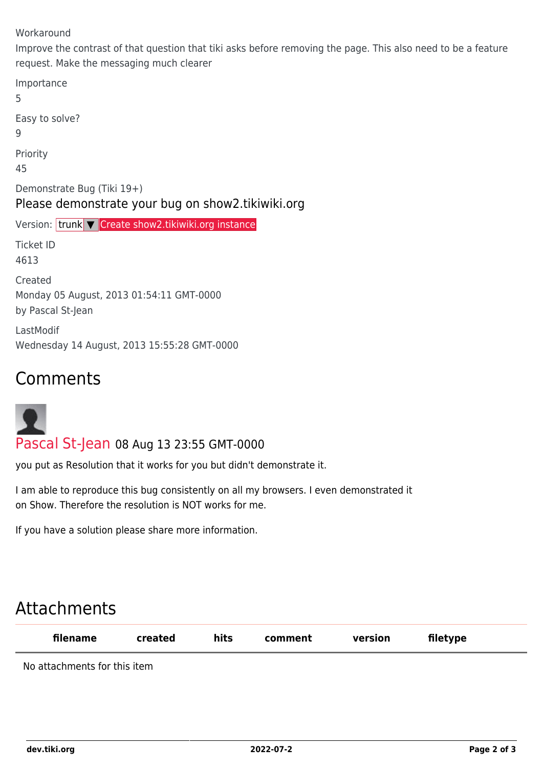Workaround

Improve the contrast of that question that tiki asks before removing the page. This also need to be a feature request. Make the messaging much clearer

Importance

5

Easy to solve?

9

Priority

45

Demonstrate Bug (Tiki 19+)

Please demonstrate your bug on show2.tikiwiki.org

Version: trunk ▼ Create show2.tikiwiki.org instance

Ticket ID

4613

Created

Monday 05 August, 2013 01:54:11 GMT-0000

by Pascal St-Jean

LastModif

Wednesday 14 August, 2013 15:55:28 GMT-0000

## Comments

Pascal St-Jean 08 Aug 13 23:55 GMT-0000

you put as Resolution that it works for you but didn't demonstrate it.

I am able to reproduce this bug consistently on all my browsers. I even demonstrated it on Show. Therefore the resolution is NOT works for me.

If you have a solution please share more information.

## Attachments

| filename | created | hits | comment | version | filetype |
|---|---|---|---|---|---|
| No attachments for this item | | | | | |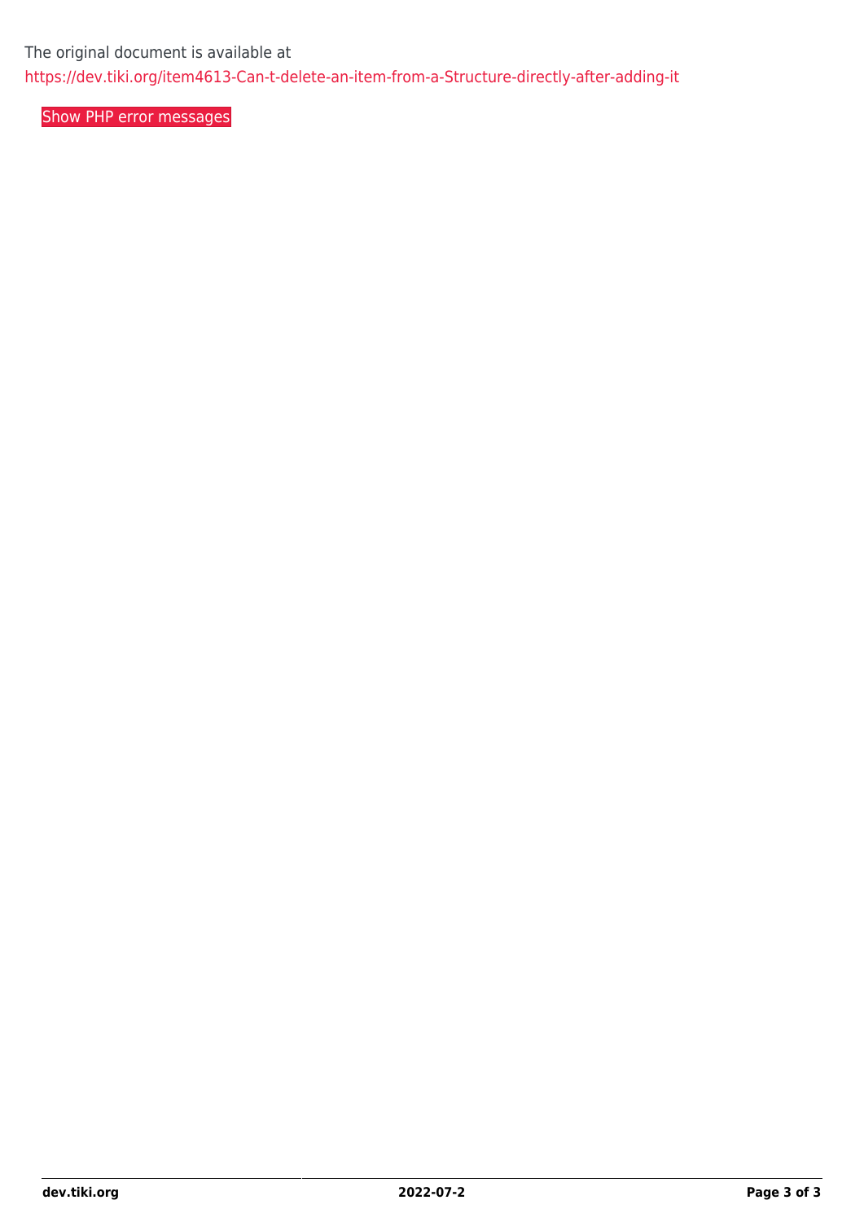The original document is available at
https://dev.tiki.org/item4613-Can-t-delete-an-item-from-a-Structure-directly-after-adding-it

Show PHP error messages